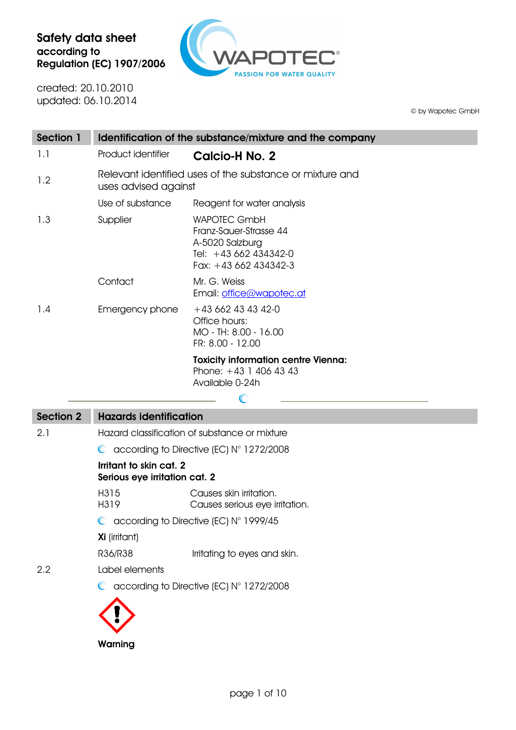**Safety data sheet**
**according to**
**Regulation (EC) 1907/2006**

created: 20.10.2010
updated: 06.10.2014

© by Wapotec GmbH

## Section 1 Identification of the substance/mixture and the company

| | | |
|---|---|---|
| 1.1 | Product identifier | **Calcio-H No. 2** |
| 1.2 | Relevant identified uses of the substance or mixture and uses advised against | |
| | Use of substance | Reagent for water analysis |
| 1.3 | Supplier | WAPOTEC GmbH<br>Franz-Sauer-Strasse 44<br>A-5020 Salzburg<br>Tel: +43 662 434342-0<br>Fax: +43 662 434342-3 |
| | Contact | Mr. G. Weiss<br>Email: office@wapotec.at |
| 1.4 | Emergency phone | +43 662 43 43 42-0<br>Office hours:<br>MO - TH: 8.00 - 16.00<br>FR: 8.00 - 12.00 |
| | | **Toxicity information centre Vienna:**<br>Phone: +43 1 406 43 43<br>Available 0-24h |

## Section 2 Hazards identification

2.1 Hazard classification of substance or mixture

according to Directive (EC) N° 1272/2008

**Irritant to skin cat. 2**
**Serious eye irritation cat. 2**

| | |
|---|---|
| H315 | Causes skin irritation. |
| H319 | Causes serious eye irritation. |

according to Directive (EC) N° 1999/45

**Xi** (irritant)

| | |
|---|---|
| R36/R38 | Irritating to eyes and skin. |

2.2 Label elements

according to Directive (EC) N° 1272/2008

**Warning**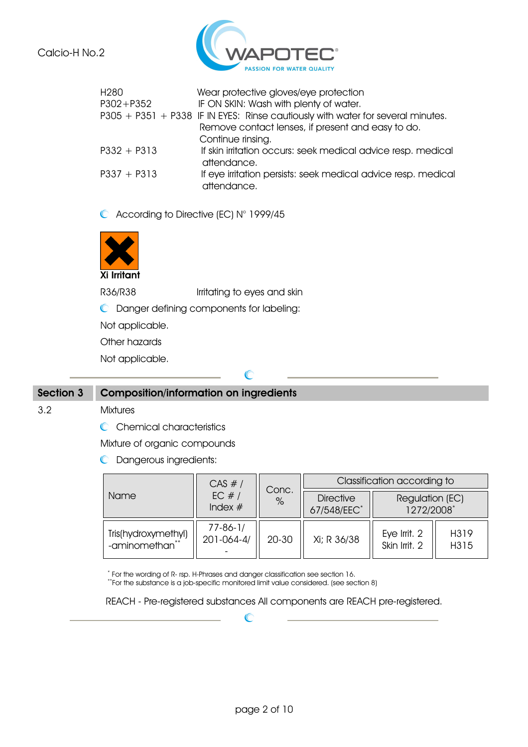| | |
|---|---|
| H280 | Wear protective gloves/eye protection |
| P302+P352 | IF ON SKIN: Wash with plenty of water. |
| P305 + P351 + P338 | IF IN EYES: Rinse cautiously with water for several minutes. Remove contact lenses, if present and easy to do. Continue rinsing. |
| P332 + P313 | If skin irritation occurs: seek medical advice resp. medical attendance. |
| P337 + P313 | If eye irritation persists: seek medical advice resp. medical attendance. |

- According to Directive (EC) N° 1999/45

**Xi Irritant**

R36/R38 Irritating to eyes and skin

- Danger defining components for labeling:

Not applicable.

Other hazards

Not applicable.

## Section 3 Composition/information on ingredients

3.2 Mixtures

- Chemical characteristics

Mixture of organic compounds

- Dangerous ingredients:

| Name | CAS # / EC # / Index # | Conc. % | Classification according to | | |
|---|---|---|---|---|---|
| | | | Directive 67/548/EEC* | Regulation (EC) 1272/2008* | |
| Tris(hydroxymethyl) -aminomethan** | 77-86-1/ 201-064-4/ - | 20-30 | Xi; R 36/38 | Eye Irrit. 2 Skin Irrit. 2 | H319 H315 |

\* For the wording of R- rsp. H-Phrases and danger classification see section 16.
\*\*For the substance is a job-specific monitored limit value considered. (see section 8)

REACH - Pre-registered substances All components are REACH pre-registered.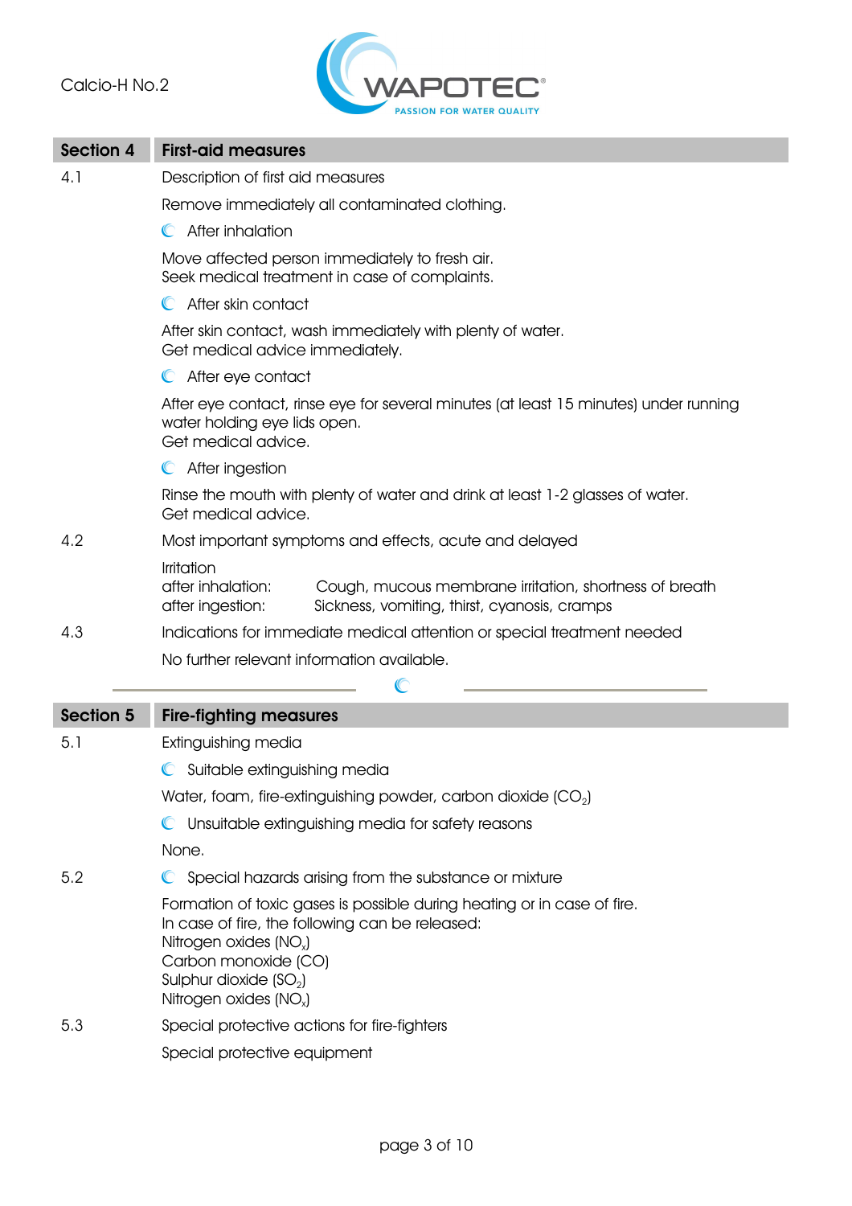## Section 4 First-aid measures

4.1 Description of first aid measures

Remove immediately all contaminated clothing.

- After inhalation

Move affected person immediately to fresh air.
Seek medical treatment in case of complaints.

- After skin contact

After skin contact, wash immediately with plenty of water.
Get medical advice immediately.

- After eye contact

After eye contact, rinse eye for several minutes (at least 15 minutes) under running water holding eye lids open.
Get medical advice.

- After ingestion

Rinse the mouth with plenty of water and drink at least 1-2 glasses of water.
Get medical advice.

4.2 Most important symptoms and effects, acute and delayed

Irritation
after inhalation: Cough, mucous membrane irritation, shortness of breath
after ingestion: Sickness, vomiting, thirst, cyanosis, cramps

4.3 Indications for immediate medical attention or special treatment needed

No further relevant information available.

## Section 5 Fire-fighting measures

5.1 Extinguishing media

- Suitable extinguishing media

Water, foam, fire-extinguishing powder, carbon dioxide ($CO_2$)

- Unsuitable extinguishing media for safety reasons

None.

5.2
- Special hazards arising from the substance or mixture

Formation of toxic gases is possible during heating or in case of fire.
In case of fire, the following can be released:
Nitrogen oxides ($NO_x$)
Carbon monoxide (CO)
Sulphur dioxide ($SO_2$)
Nitrogen oxides ($NO_x$)

5.3 Special protective actions for fire-fighters

Special protective equipment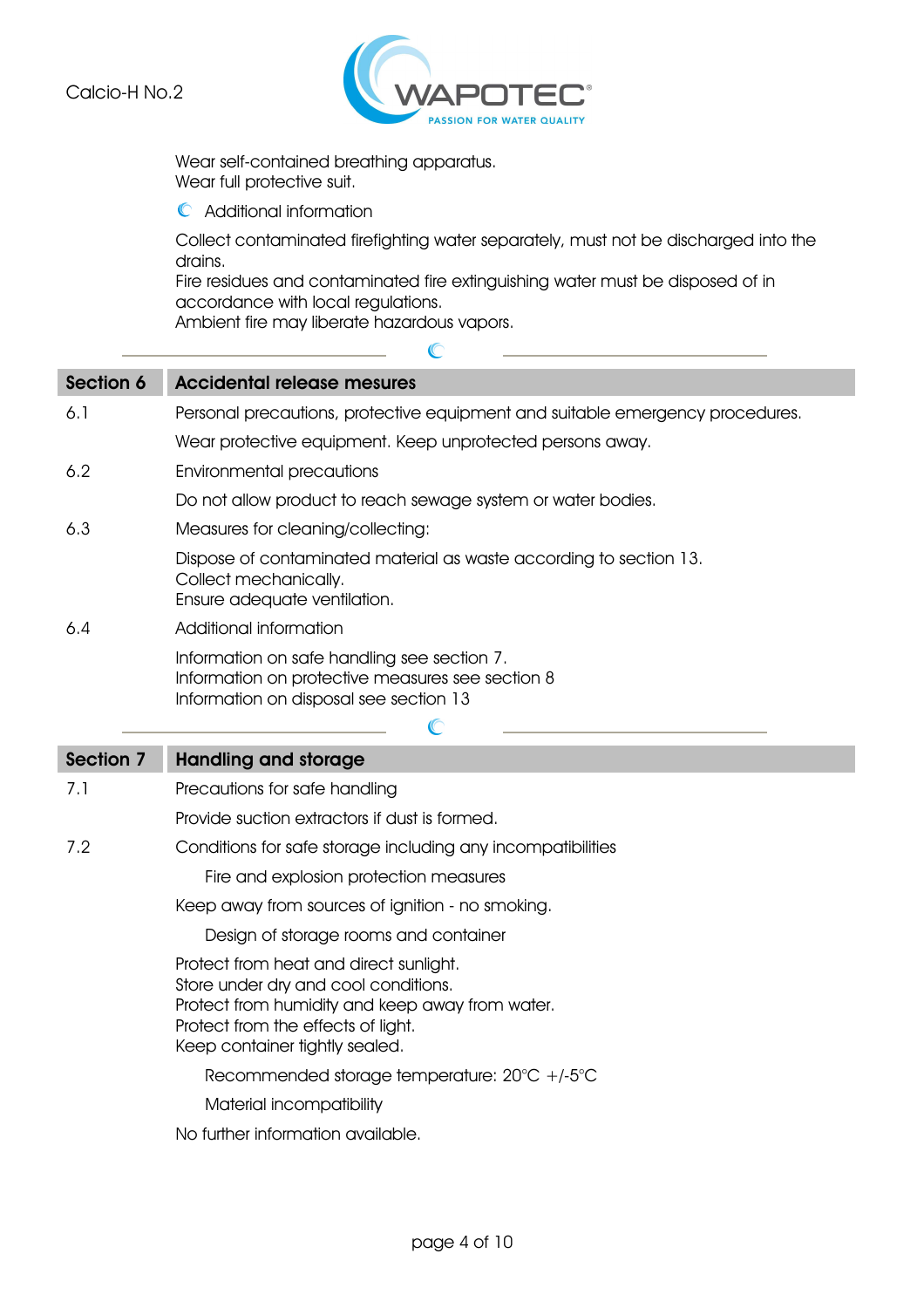Wear self-contained breathing apparatus.
Wear full protective suit.

Additional information

Collect contaminated firefighting water separately, must not be discharged into the drains.
Fire residues and contaminated fire extinguishing water must be disposed of in accordance with local regulations.
Ambient fire may liberate hazardous vapors.

## Section 6 Accidental release mesures

6.1 Personal precautions, protective equipment and suitable emergency procedures.

Wear protective equipment. Keep unprotected persons away.

6.2 Environmental precautions

Do not allow product to reach sewage system or water bodies.

6.3 Measures for cleaning/collecting:

Dispose of contaminated material as waste according to section 13.
Collect mechanically.
Ensure adequate ventilation.

6.4 Additional information

Information on safe handling see section 7.
Information on protective measures see section 8
Information on disposal see section 13

## Section 7 Handling and storage

7.1 Precautions for safe handling

Provide suction extractors if dust is formed.

7.2 Conditions for safe storage including any incompatibilities

Fire and explosion protection measures

Keep away from sources of ignition - no smoking.

Design of storage rooms and container

Protect from heat and direct sunlight.
Store under dry and cool conditions.
Protect from humidity and keep away from water.
Protect from the effects of light.
Keep container tightly sealed.

Recommended storage temperature: 20°C +/-5°C

Material incompatibility

No further information available.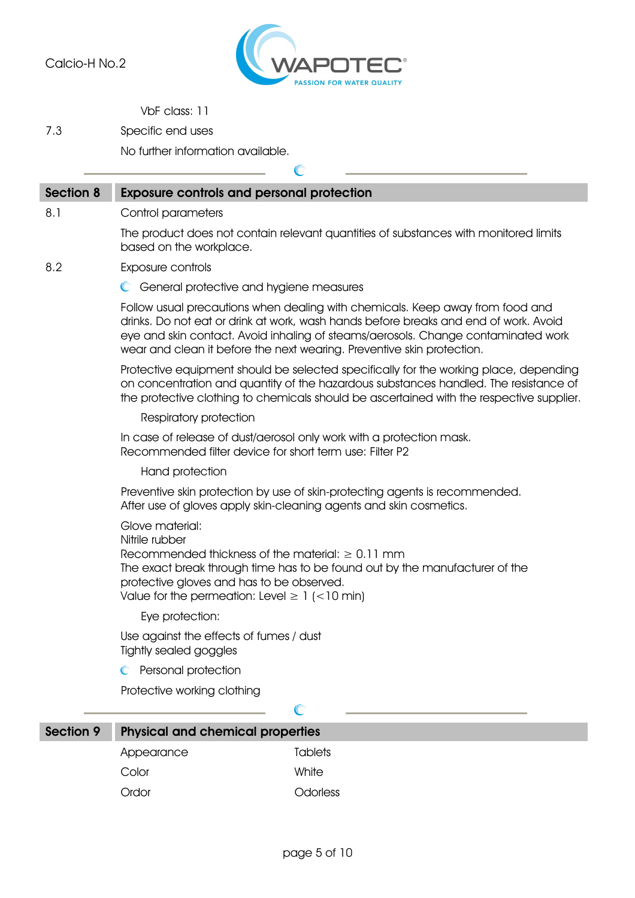VbF class: 11

7.3 Specific end uses

No further information available.

## Section 8 Exposure controls and personal protection

8.1 Control parameters

The product does not contain relevant quantities of substances with monitored limits based on the workplace.

8.2 Exposure controls

General protective and hygiene measures

Follow usual precautions when dealing with chemicals. Keep away from food and drinks. Do not eat or drink at work, wash hands before breaks and end of work. Avoid eye and skin contact. Avoid inhaling of steams/aerosols. Change contaminated work wear and clean it before the next wearing. Preventive skin protection.

Protective equipment should be selected specifically for the working place, depending on concentration and quantity of the hazardous substances handled. The resistance of the protective clothing to chemicals should be ascertained with the respective supplier.

Respiratory protection

In case of release of dust/aerosol only work with a protection mask.
Recommended filter device for short term use: Filter P2

Hand protection

Preventive skin protection by use of skin-protecting agents is recommended.
After use of gloves apply skin-cleaning agents and skin cosmetics.

Glove material:
Nitrile rubber
Recommended thickness of the material: ≥ 0.11 mm
The exact break through time has to be found out by the manufacturer of the protective gloves and has to be observed.
Value for the permeation: Level ≥ 1 (<10 min)

Eye protection:

Use against the effects of fumes / dust
Tightly sealed goggles

Personal protection

Protective working clothing

## Section 9 Physical and chemical properties

| | |
|---|---|
| Appearance | Tablets |
| Color | White |
| Ordor | Odorless |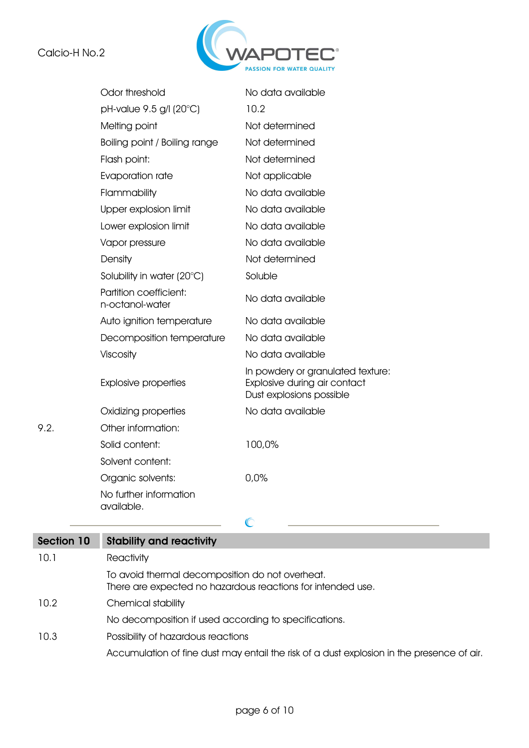| | | |
|---|---|---|
| | Odor threshold | No data available |
| | pH-value 9.5 g/l (20°C) | 10.2 |
| | Melting point | Not determined |
| | Boiling point / Boiling range | Not determined |
| | Flash point: | Not determined |
| | Evaporation rate | Not applicable |
| | Flammability | No data available |
| | Upper explosion limit | No data available |
| | Lower explosion limit | No data available |
| | Vapor pressure | No data available |
| | Density | Not determined |
| | Solubility in water (20°C) | Soluble |
| | Partition coefficient: n-octanol-water | No data available |
| | Auto ignition temperature | No data available |
| | Decomposition temperature | No data available |
| | Viscosity | No data available |
| | Explosive properties | In powdery or granulated texture: Explosive during air contact Dust explosions possible |
| | Oxidizing properties | No data available |
| 9.2. | Other information: | |
| | Solid content: | 100,0% |
| | Solvent content: | |
| | Organic solvents: | 0,0% |
| | No further information available. | |

## Section 10 Stability and reactivity

**10.1** Reactivity

To avoid thermal decomposition do not overheat.
There are expected no hazardous reactions for intended use.

**10.2** Chemical stability

No decomposition if used according to specifications.

**10.3** Possibility of hazardous reactions

Accumulation of fine dust may entail the risk of a dust explosion in the presence of air.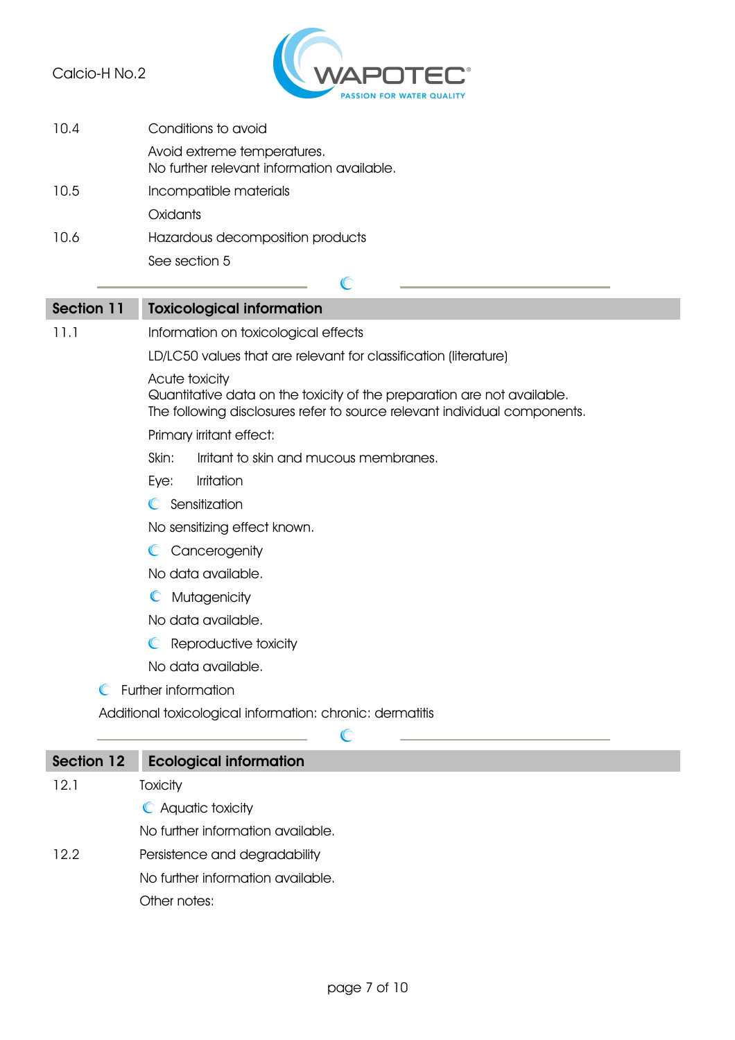10.4 Conditions to avoid

Avoid extreme temperatures.
No further relevant information available.

10.5 Incompatible materials

Oxidants

10.6 Hazardous decomposition products

See section 5

## Section 11 Toxicological information

11.1 Information on toxicological effects

LD/LC50 values that are relevant for classification (literature)

Acute toxicity
Quantitative data on the toxicity of the preparation are not available.
The following disclosures refer to source relevant individual components.

Primary irritant effect:

Skin: Irritant to skin and mucous membranes.

Eye: Irritation

Sensitization

No sensitizing effect known.

Cancerogenity

No data available.

Mutagenicity

No data available.

Reproductive toxicity

No data available.

Further information

Additional toxicological information: chronic: dermatitis

## Section 12 Ecological information

12.1 Toxicity

Aquatic toxicity

No further information available.

12.2 Persistence and degradability

No further information available.

Other notes: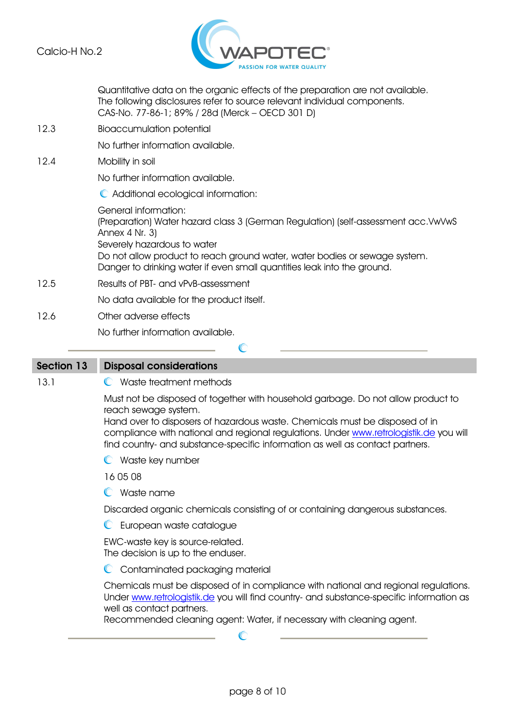Quantitative data on the organic effects of the preparation are not available.
The following disclosures refer to source relevant individual components.
CAS-No. 77-86-1; 89% / 28d (Merck – OECD 301 D)

12.3 Bioaccumulation potential

No further information available.

12.4 Mobility in soil

No further information available.

Additional ecological information:

General information:
(Preparation) Water hazard class 3 (German Regulation) (self-assessment acc.VwVwS Annex 4 Nr. 3)
Severely hazardous to water
Do not allow product to reach ground water, water bodies or sewage system.
Danger to drinking water if even small quantities leak into the ground.

12.5 Results of PBT- and vPvB-assessment

No data available for the product itself.

12.6 Other adverse effects

No further information available.

## Section 13 Disposal considerations

13.1 Waste treatment methods

Must not be disposed of together with household garbage. Do not allow product to reach sewage system.
Hand over to disposers of hazardous waste. Chemicals must be disposed of in compliance with national and regional regulations. Under www.retrologistik.de you will find country- and substance-specific information as well as contact partners.

Waste key number

16 05 08

Waste name

Discarded organic chemicals consisting of or containing dangerous substances.

European waste catalogue

EWC-waste key is source-related.
The decision is up to the enduser.

Contaminated packaging material

Chemicals must be disposed of in compliance with national and regional regulations. Under www.retrologistik.de you will find country- and substance-specific information as well as contact partners.
Recommended cleaning agent: Water, if necessary with cleaning agent.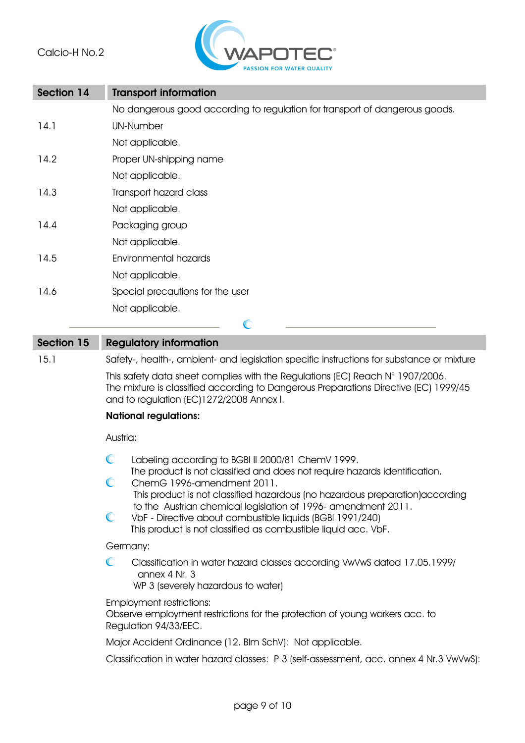## Section 14 Transport information

No dangerous good according to regulation for transport of dangerous goods.

**14.1** UN-Number

Not applicable.

**14.2** Proper UN-shipping name

Not applicable.

**14.3** Transport hazard class

Not applicable.

**14.4** Packaging group

Not applicable.

**14.5** Environmental hazards

Not applicable.

**14.6** Special precautions for the user

Not applicable.

## Section 15 Regulatory information

**15.1** Safety-, health-, ambient- and legislation specific instructions for substance or mixture

This safety data sheet complies with the Regulations (EC) Reach N° 1907/2006.
The mixture is classified according to Dangerous Preparations Directive (EC) 1999/45 and to regulation (EC)1272/2008 Annex I.

**National regulations:**

Austria:

- Labeling according to BGBl II 2000/81 ChemV 1999.
  The product is not classified and does not require hazards identification.
- ChemG 1996-amendment 2011.
  This product is not classified hazardous (no hazardous preparation)according to the Austrian chemical legislation of 1996- amendment 2011.
- VbF - Directive about combustible liquids (BGBl 1991/240)
  This product is not classified as combustible liquid acc. VbF.

Germany:

- Classification in water hazard classes according VwVwS dated 17.05.1999/ annex 4 Nr. 3
  WP 3 (severely hazardous to water)

Employment restrictions:
Observe employment restrictions for the protection of young workers acc. to Regulation 94/33/EEC.

Major Accident Ordinance (12. BImSchV): Not applicable.

Classification in water hazard classes: P 3 (self-assessment, acc. annex 4 Nr.3 VwVwS):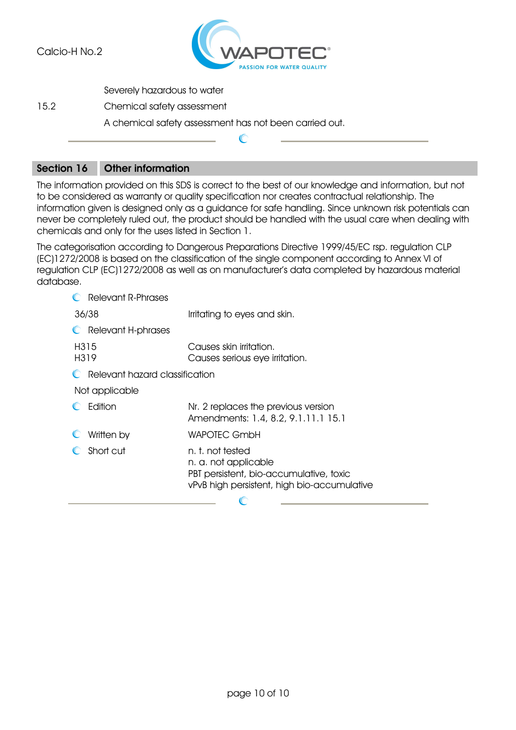Severely hazardous to water

15.2 Chemical safety assessment

A chemical safety assessment has not been carried out.

## Section 16 Other information

The information provided on this SDS is correct to the best of our knowledge and information, but not to be considered as warranty or quality specification nor creates contractual relationship. The information given is designed only as a guidance for safe handling. Since unknown risk potentials can never be completely ruled out, the product should be handled with the usual care when dealing with chemicals and only for the uses listed in Section 1.

The categorisation according to Dangerous Preparations Directive 1999/45/EC rsp. regulation CLP (EC)1272/2008 is based on the classification of the single component according to Annex VI of regulation CLP (EC)1272/2008 as well as on manufacturer's data completed by hazardous material database.

**Relevant R-Phrases**

| | |
|---|---|
| 36/38 | Irritating to eyes and skin. |

**Relevant H-phrases**

| | |
|---|---|
| H315 | Causes skin irritation. |
| H319 | Causes serious eye irritation. |

**Relevant hazard classification**

Not applicable

| | |
|---|---|
| Edition | Nr. 2 replaces the previous version<br>Amendments: 1.4, 8.2, 9.1.11.1 15.1 |
| Written by | WAPOTEC GmbH |
| Short cut | n. t. not tested<br>n. a. not applicable<br>PBT persistent, bio-accumulative, toxic<br>vPvB high persistent, high bio-accumulative |